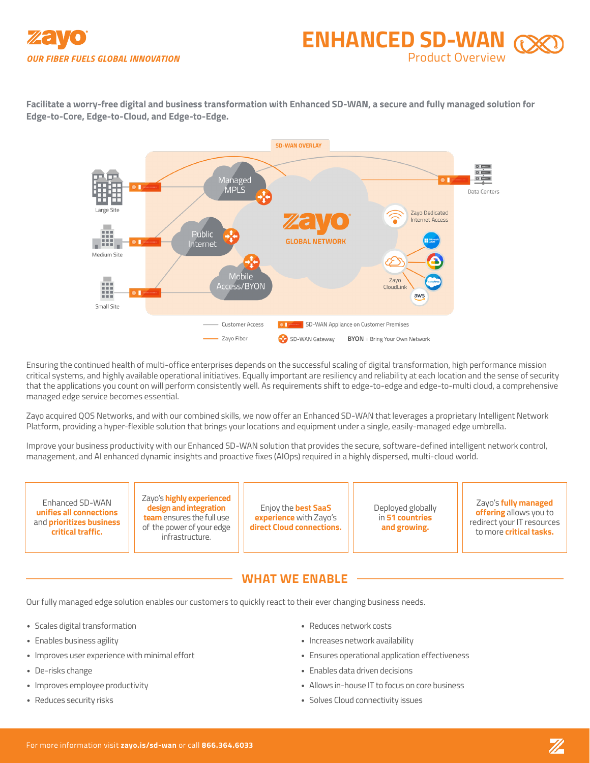zayo

*OUR FIBER FUELS GLOBAL INNOVATION*

# ENHANCED SD-WAN

## Product Overview

**Facilitate a worry-free digital and business transformation with Enhanced SD-WAN, a secure and fully managed solution for Edge-to-Core, Edge-to-Cloud, and Edge-to-Edge.**

SD-WAN OVERLAY

Large Site
Medium Site
Small Site
Managed MPLS
Public Internet
Mobile Access/BYON
zayo GLOBAL NETWORK
Data Centers
Zayo Dedicated Internet Access
Zayo CloudLink

Customer Access — Zayo Fiber — SD-WAN Appliance on Customer Premises — SD-WAN Gateway — **BYON** = Bring Your Own Network

Ensuring the continued health of multi-office enterprises depends on the successful scaling of digital transformation, high performance mission critical systems, and highly available operational initiatives. Equally important are resiliency and reliability at each location and the sense of security that the applications you count on will perform consistently well. As requirements shift to edge-to-edge and edge-to-multi cloud, a comprehensive managed edge service becomes essential.

Zayo acquired QOS Networks, and with our combined skills, we now offer an Enhanced SD-WAN that leverages a proprietary Intelligent Network Platform, providing a hyper-flexible solution that brings your locations and equipment under a single, easily-managed edge umbrella.

Improve your business productivity with our Enhanced SD-WAN solution that provides the secure, software-defined intelligent network control, management, and AI enhanced dynamic insights and proactive fixes (AIOps) required in a highly dispersed, multi-cloud world.

| Enhanced SD-WAN **unifies all connections** and **prioritizes business critical traffic.** | Zayo's **highly experienced design and integration team** ensures the full use of the power of your edge infrastructure. | Enjoy the **best SaaS experience** with Zayo's **direct Cloud connections.** | Deployed globally in **51 countries and growing.** | Zayo's **fully managed offering** allows you to redirect your IT resources to more **critical tasks.** |
|---|---|---|---|---|

## WHAT WE ENABLE

Our fully managed edge solution enables our customers to quickly react to their ever changing business needs.

- Scales digital transformation
- Enables business agility
- Improves user experience with minimal effort
- De-risks change
- Improves employee productivity
- Reduces security risks
- Reduces network costs
- Increases network availability
- Ensures operational application effectiveness
- Enables data driven decisions
- Allows in-house IT to focus on core business
- Solves Cloud connectivity issues

For more information visit **zayo.is/sd-wan** or call **866.364.6033**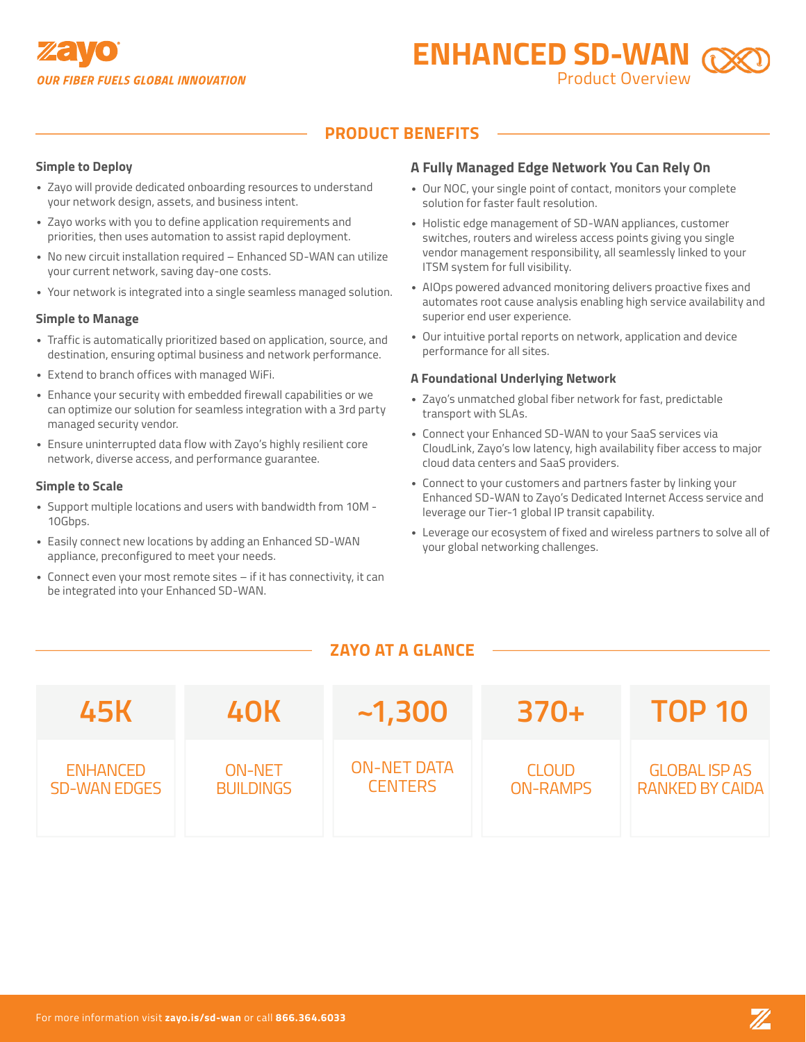zayo

*OUR FIBER FUELS GLOBAL INNOVATION*

# ENHANCED SD-WAN

Product Overview

## PRODUCT BENEFITS

### Simple to Deploy

- Zayo will provide dedicated onboarding resources to understand your network design, assets, and business intent.
- Zayo works with you to define application requirements and priorities, then uses automation to assist rapid deployment.
- No new circuit installation required – Enhanced SD-WAN can utilize your current network, saving day-one costs.
- Your network is integrated into a single seamless managed solution.

### Simple to Manage

- Traffic is automatically prioritized based on application, source, and destination, ensuring optimal business and network performance.
- Extend to branch offices with managed WiFi.
- Enhance your security with embedded firewall capabilities or we can optimize our solution for seamless integration with a 3rd party managed security vendor.
- Ensure uninterrupted data flow with Zayo's highly resilient core network, diverse access, and performance guarantee.

### Simple to Scale

- Support multiple locations and users with bandwidth from 10M - 10Gbps.
- Easily connect new locations by adding an Enhanced SD-WAN appliance, preconfigured to meet your needs.
- Connect even your most remote sites – if it has connectivity, it can be integrated into your Enhanced SD-WAN.

### A Fully Managed Edge Network You Can Rely On

- Our NOC, your single point of contact, monitors your complete solution for faster fault resolution.
- Holistic edge management of SD-WAN appliances, customer switches, routers and wireless access points giving you single vendor management responsibility, all seamlessly linked to your ITSM system for full visibility.
- AIOps powered advanced monitoring delivers proactive fixes and automates root cause analysis enabling high service availability and superior end user experience.
- Our intuitive portal reports on network, application and device performance for all sites.

### A Foundational Underlying Network

- Zayo's unmatched global fiber network for fast, predictable transport with SLAs.
- Connect your Enhanced SD-WAN to your SaaS services via CloudLink, Zayo's low latency, high availability fiber access to major cloud data centers and SaaS providers.
- Connect to your customers and partners faster by linking your Enhanced SD-WAN to Zayo's Dedicated Internet Access service and leverage our Tier-1 global IP transit capability.
- Leverage our ecosystem of fixed and wireless partners to solve all of your global networking challenges.

## ZAYO AT A GLANCE

| 45K | 40K | ~1,300 | 370+ | TOP 10 |
|---|---|---|---|---|
| ENHANCED SD-WAN EDGES | ON-NET BUILDINGS | ON-NET DATA CENTERS | CLOUD ON-RAMPS | GLOBAL ISP AS RANKED BY CAIDA |

For more information visit **zayo.is/sd-wan** or call **866.364.6033**